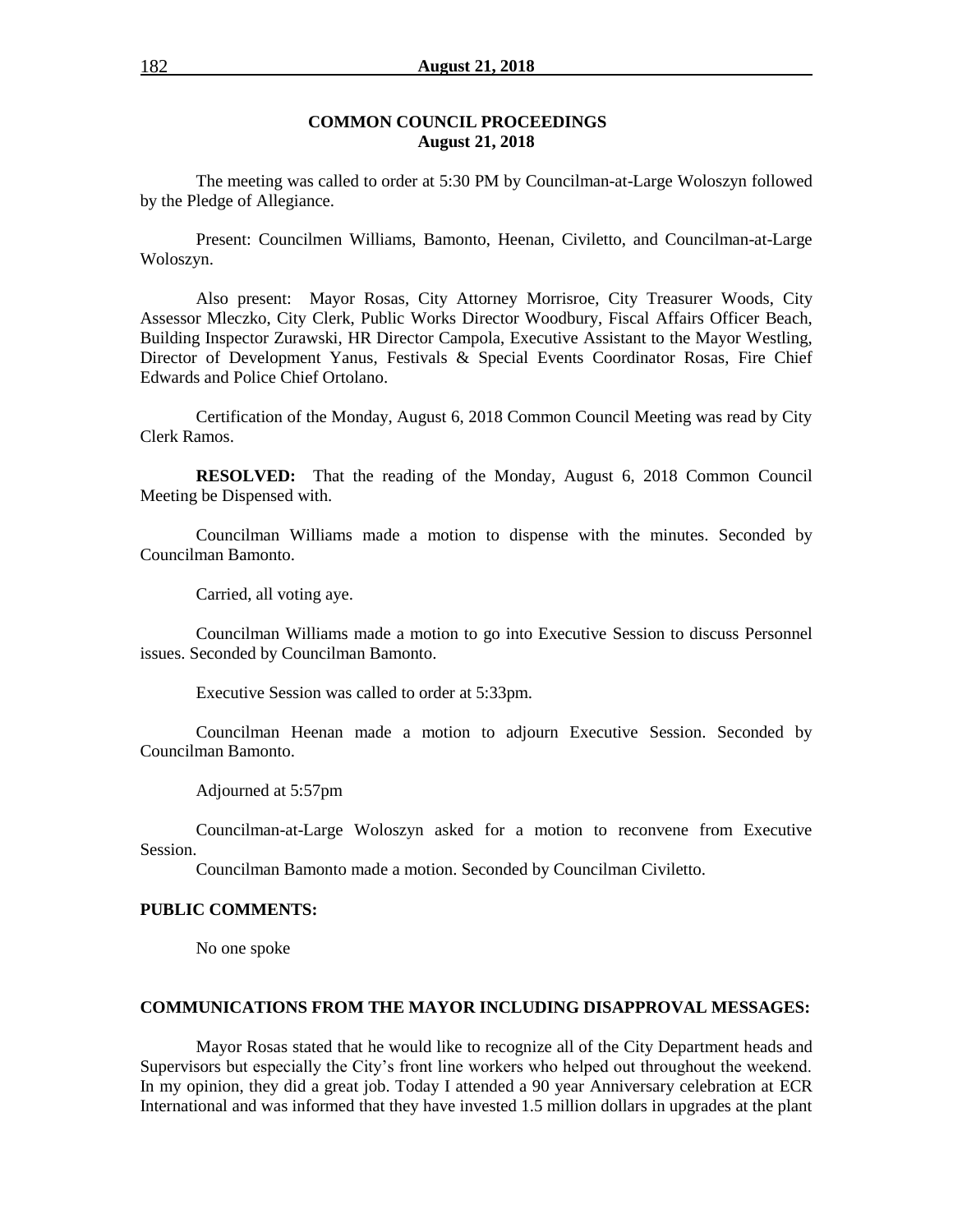## COMMON COUNCIL PROCEEDINGS
## August 21, 2018

The meeting was called to order at 5:30 PM by Councilman-at-Large Woloszyn followed by the Pledge of Allegiance.

Present: Councilmen Williams, Bamonto, Heenan, Civiletto, and Councilman-at-Large Woloszyn.

Also present: Mayor Rosas, City Attorney Morrisroe, City Treasurer Woods, City Assessor Mleczko, City Clerk, Public Works Director Woodbury, Fiscal Affairs Officer Beach, Building Inspector Zurawski, HR Director Campola, Executive Assistant to the Mayor Westling, Director of Development Yanus, Festivals & Special Events Coordinator Rosas, Fire Chief Edwards and Police Chief Ortolano.

Certification of the Monday, August 6, 2018 Common Council Meeting was read by City Clerk Ramos.

**RESOLVED:** That the reading of the Monday, August 6, 2018 Common Council Meeting be Dispensed with.

Councilman Williams made a motion to dispense with the minutes. Seconded by Councilman Bamonto.

Carried, all voting aye.

Councilman Williams made a motion to go into Executive Session to discuss Personnel issues. Seconded by Councilman Bamonto.

Executive Session was called to order at 5:33pm.

Councilman Heenan made a motion to adjourn Executive Session. Seconded by Councilman Bamonto.

Adjourned at 5:57pm

Councilman-at-Large Woloszyn asked for a motion to reconvene from Executive Session.

Councilman Bamonto made a motion. Seconded by Councilman Civiletto.

**PUBLIC COMMENTS:**

No one spoke

**COMMUNICATIONS FROM THE MAYOR INCLUDING DISAPPROVAL MESSAGES:**

Mayor Rosas stated that he would like to recognize all of the City Department heads and Supervisors but especially the City's front line workers who helped out throughout the weekend. In my opinion, they did a great job. Today I attended a 90 year Anniversary celebration at ECR International and was informed that they have invested 1.5 million dollars in upgrades at the plant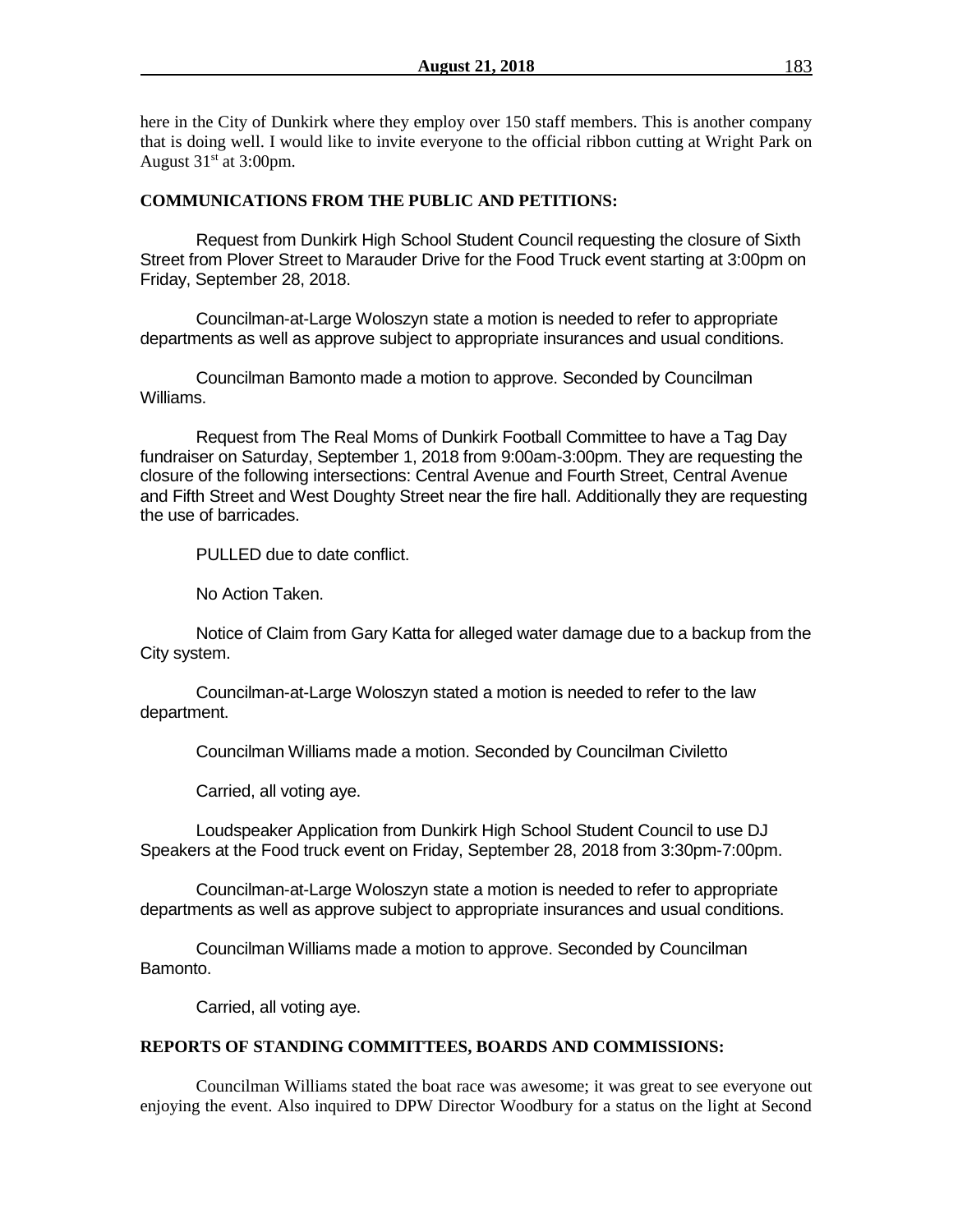here in the City of Dunkirk where they employ over 150 staff members. This is another company that is doing well. I would like to invite everyone to the official ribbon cutting at Wright Park on August 31st at 3:00pm.

**COMMUNICATIONS FROM THE PUBLIC AND PETITIONS:**

Request from Dunkirk High School Student Council requesting the closure of Sixth Street from Plover Street to Marauder Drive for the Food Truck event starting at 3:00pm on Friday, September 28, 2018.

Councilman-at-Large Woloszyn state a motion is needed to refer to appropriate departments as well as approve subject to appropriate insurances and usual conditions.

Councilman Bamonto made a motion to approve. Seconded by Councilman Williams.

Request from The Real Moms of Dunkirk Football Committee to have a Tag Day fundraiser on Saturday, September 1, 2018 from 9:00am-3:00pm. They are requesting the closure of the following intersections: Central Avenue and Fourth Street, Central Avenue and Fifth Street and West Doughty Street near the fire hall. Additionally they are requesting the use of barricades.

PULLED due to date conflict.

No Action Taken.

Notice of Claim from Gary Katta for alleged water damage due to a backup from the City system.

Councilman-at-Large Woloszyn stated a motion is needed to refer to the law department.

Councilman Williams made a motion. Seconded by Councilman Civiletto

Carried, all voting aye.

Loudspeaker Application from Dunkirk High School Student Council to use DJ Speakers at the Food truck event on Friday, September 28, 2018 from 3:30pm-7:00pm.

Councilman-at-Large Woloszyn state a motion is needed to refer to appropriate departments as well as approve subject to appropriate insurances and usual conditions.

Councilman Williams made a motion to approve. Seconded by Councilman Bamonto.

Carried, all voting aye.

**REPORTS OF STANDING COMMITTEES, BOARDS AND COMMISSIONS:**

Councilman Williams stated the boat race was awesome; it was great to see everyone out enjoying the event. Also inquired to DPW Director Woodbury for a status on the light at Second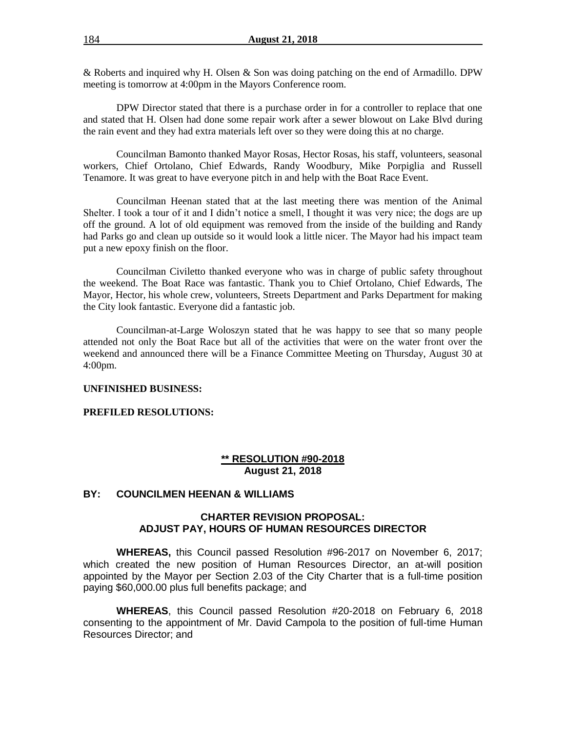& Roberts and inquired why H. Olsen & Son was doing patching on the end of Armadillo. DPW meeting is tomorrow at 4:00pm in the Mayors Conference room.

DPW Director stated that there is a purchase order in for a controller to replace that one and stated that H. Olsen had done some repair work after a sewer blowout on Lake Blvd during the rain event and they had extra materials left over so they were doing this at no charge.

Councilman Bamonto thanked Mayor Rosas, Hector Rosas, his staff, volunteers, seasonal workers, Chief Ortolano, Chief Edwards, Randy Woodbury, Mike Porpiglia and Russell Tenamore. It was great to have everyone pitch in and help with the Boat Race Event.

Councilman Heenan stated that at the last meeting there was mention of the Animal Shelter. I took a tour of it and I didn't notice a smell, I thought it was very nice; the dogs are up off the ground. A lot of old equipment was removed from the inside of the building and Randy had Parks go and clean up outside so it would look a little nicer. The Mayor had his impact team put a new epoxy finish on the floor.

Councilman Civiletto thanked everyone who was in charge of public safety throughout the weekend. The Boat Race was fantastic. Thank you to Chief Ortolano, Chief Edwards, The Mayor, Hector, his whole crew, volunteers, Streets Department and Parks Department for making the City look fantastic. Everyone did a fantastic job.

Councilman-at-Large Woloszyn stated that he was happy to see that so many people attended not only the Boat Race but all of the activities that were on the water front over the weekend and announced there will be a Finance Committee Meeting on Thursday, August 30 at 4:00pm.

**UNFINISHED BUSINESS:**

**PREFILED RESOLUTIONS:**

**\*\* RESOLUTION #90-2018**
**August 21, 2018**

**BY: COUNCILMEN HEENAN & WILLIAMS**

**CHARTER REVISION PROPOSAL:**
**ADJUST PAY, HOURS OF HUMAN RESOURCES DIRECTOR**

**WHEREAS,** this Council passed Resolution #96-2017 on November 6, 2017; which created the new position of Human Resources Director, an at-will position appointed by the Mayor per Section 2.03 of the City Charter that is a full-time position paying $60,000.00 plus full benefits package; and

**WHEREAS**, this Council passed Resolution #20-2018 on February 6, 2018 consenting to the appointment of Mr. David Campola to the position of full-time Human Resources Director; and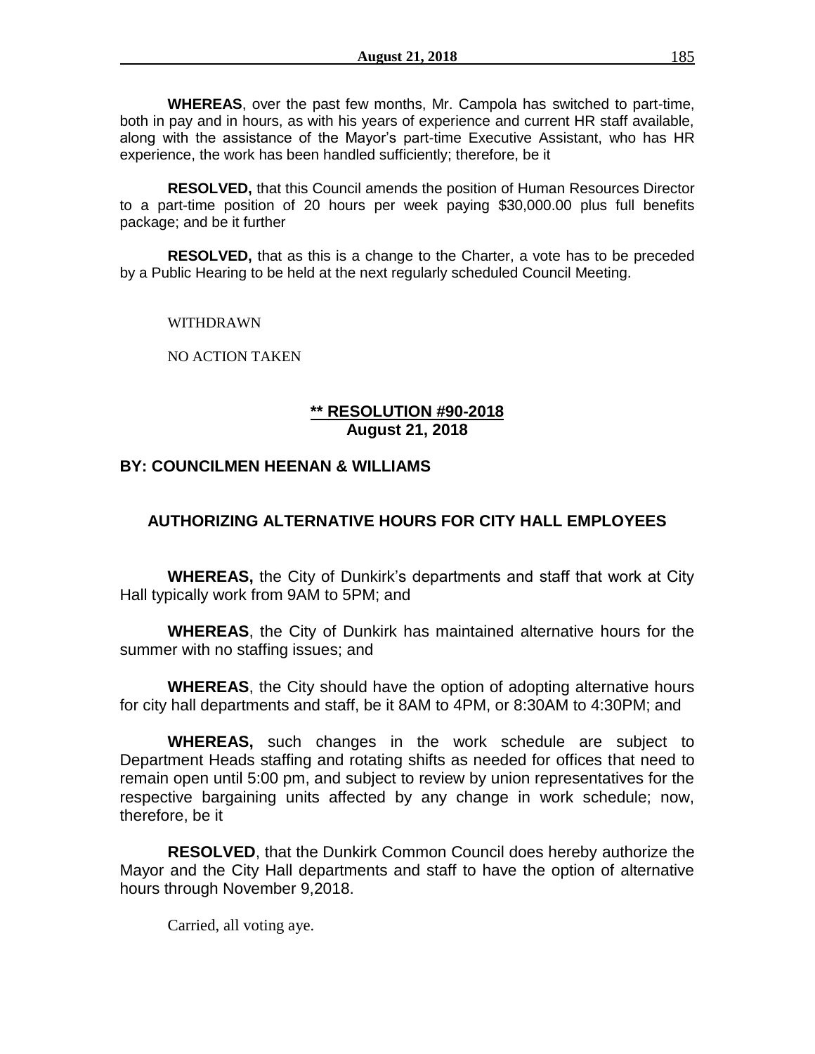**WHEREAS**, over the past few months, Mr. Campola has switched to part-time, both in pay and in hours, as with his years of experience and current HR staff available, along with the assistance of the Mayor's part-time Executive Assistant, who has HR experience, the work has been handled sufficiently; therefore, be it

**RESOLVED,** that this Council amends the position of Human Resources Director to a part-time position of 20 hours per week paying $30,000.00 plus full benefits package; and be it further

**RESOLVED,** that as this is a change to the Charter, a vote has to be preceded by a Public Hearing to be held at the next regularly scheduled Council Meeting.

WITHDRAWN

NO ACTION TAKEN

## ** RESOLUTION #90-2018
**August 21, 2018**

**BY: COUNCILMEN HEENAN & WILLIAMS**

### AUTHORIZING ALTERNATIVE HOURS FOR CITY HALL EMPLOYEES

**WHEREAS,** the City of Dunkirk's departments and staff that work at City Hall typically work from 9AM to 5PM; and

**WHEREAS**, the City of Dunkirk has maintained alternative hours for the summer with no staffing issues; and

**WHEREAS**, the City should have the option of adopting alternative hours for city hall departments and staff, be it 8AM to 4PM, or 8:30AM to 4:30PM; and

**WHEREAS,** such changes in the work schedule are subject to Department Heads staffing and rotating shifts as needed for offices that need to remain open until 5:00 pm, and subject to review by union representatives for the respective bargaining units affected by any change in work schedule; now, therefore, be it

**RESOLVED**, that the Dunkirk Common Council does hereby authorize the Mayor and the City Hall departments and staff to have the option of alternative hours through November 9,2018.

Carried, all voting aye.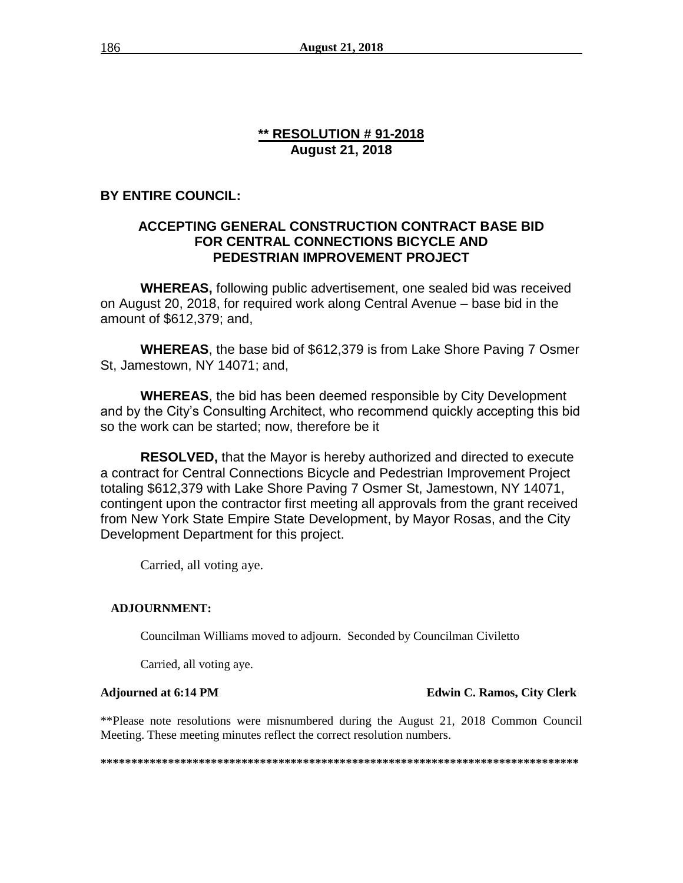## ** RESOLUTION # 91-2018
**August 21, 2018**

**BY ENTIRE COUNCIL:**

### ACCEPTING GENERAL CONSTRUCTION CONTRACT BASE BID FOR CENTRAL CONNECTIONS BICYCLE AND PEDESTRIAN IMPROVEMENT PROJECT

**WHEREAS,** following public advertisement, one sealed bid was received on August 20, 2018, for required work along Central Avenue – base bid in the amount of $612,379; and,

**WHEREAS**, the base bid of $612,379 is from Lake Shore Paving 7 Osmer St, Jamestown, NY 14071; and,

**WHEREAS**, the bid has been deemed responsible by City Development and by the City's Consulting Architect, who recommend quickly accepting this bid so the work can be started; now, therefore be it

**RESOLVED,** that the Mayor is hereby authorized and directed to execute a contract for Central Connections Bicycle and Pedestrian Improvement Project totaling $612,379 with Lake Shore Paving 7 Osmer St, Jamestown, NY 14071, contingent upon the contractor first meeting all approvals from the grant received from New York State Empire State Development, by Mayor Rosas, and the City Development Department for this project.

Carried, all voting aye.

**ADJOURNMENT:**

Councilman Williams moved to adjourn. Seconded by Councilman Civiletto

Carried, all voting aye.

**Adjourned at 6:14 PM** **Edwin C. Ramos, City Clerk**

**Please note resolutions were misnumbered during the August 21, 2018 Common Council Meeting. These meeting minutes reflect the correct resolution numbers.

******************************************************************************